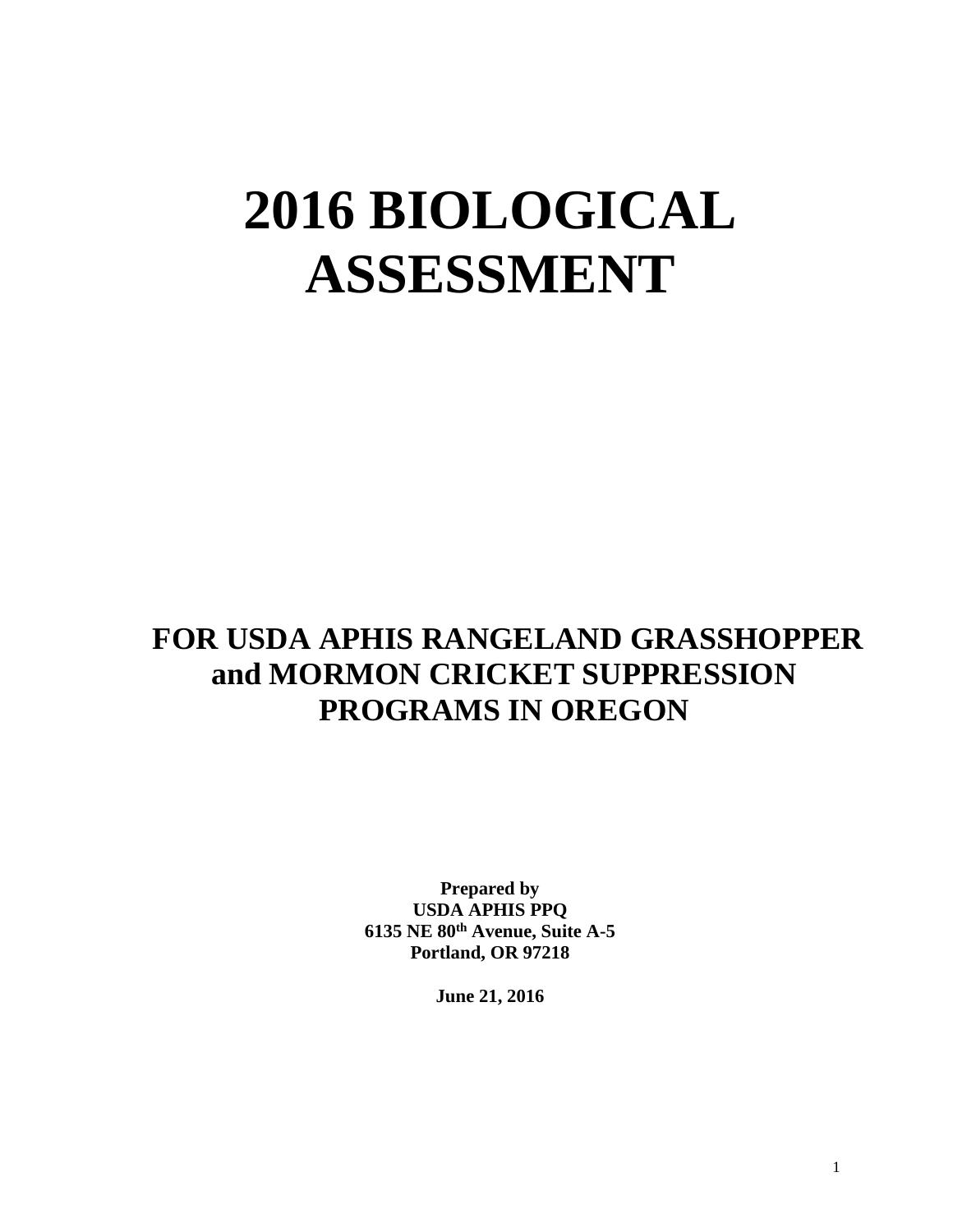# 2016 BIOLOGICAL ASSESSMENT

## FOR USDA APHIS RANGELAND GRASSHOPPER and MORMON CRICKET SUPPRESSION PROGRAMS IN OREGON

**Prepared by**
**USDA APHIS PPQ**
**6135 NE 80th Avenue, Suite A-5**
**Portland, OR 97218**

**June 21, 2016**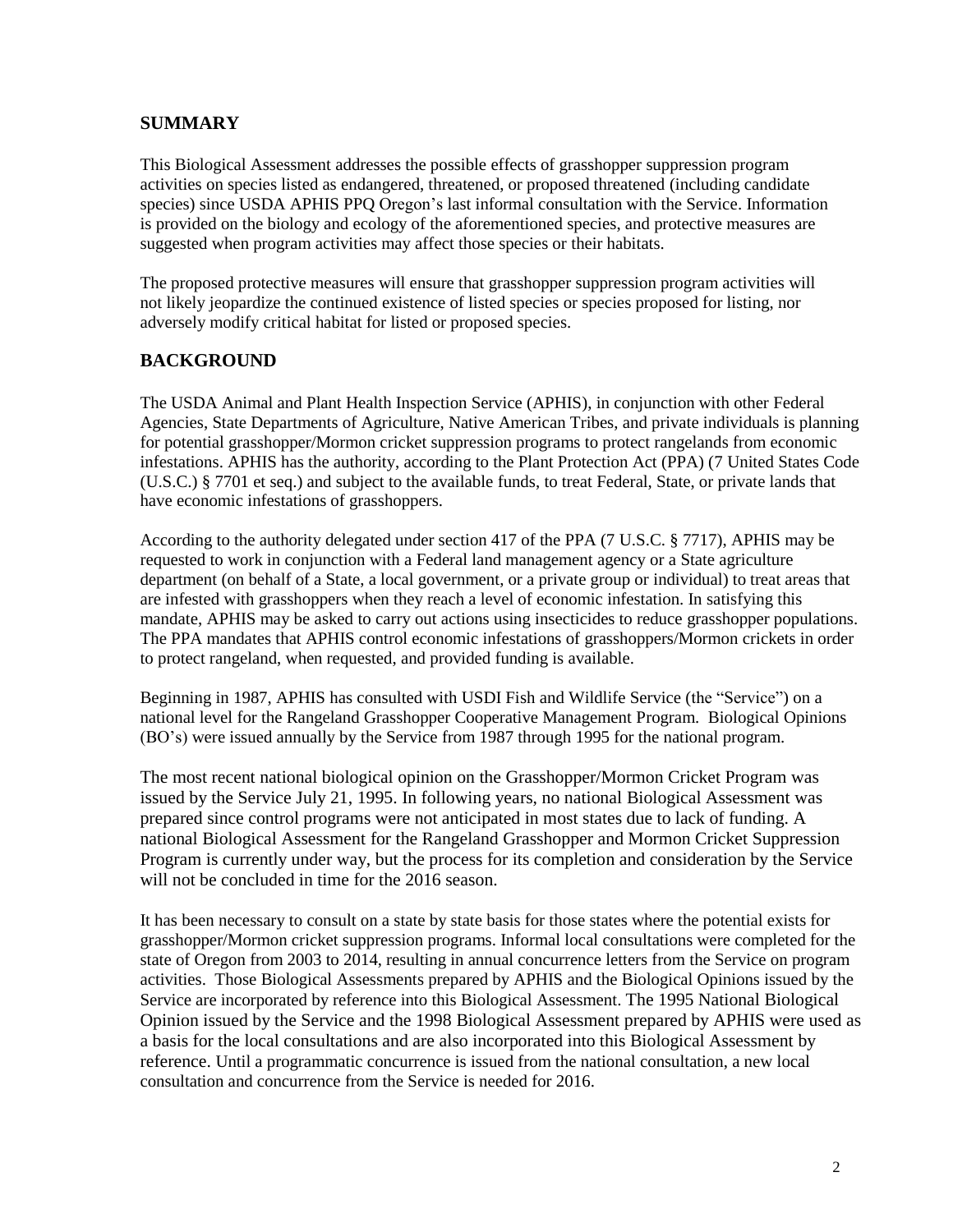## SUMMARY

This Biological Assessment addresses the possible effects of grasshopper suppression program activities on species listed as endangered, threatened, or proposed threatened (including candidate species) since USDA APHIS PPQ Oregon's last informal consultation with the Service. Information is provided on the biology and ecology of the aforementioned species, and protective measures are suggested when program activities may affect those species or their habitats.

The proposed protective measures will ensure that grasshopper suppression program activities will not likely jeopardize the continued existence of listed species or species proposed for listing, nor adversely modify critical habitat for listed or proposed species.

## BACKGROUND

The USDA Animal and Plant Health Inspection Service (APHIS), in conjunction with other Federal Agencies, State Departments of Agriculture, Native American Tribes, and private individuals is planning for potential grasshopper/Mormon cricket suppression programs to protect rangelands from economic infestations. APHIS has the authority, according to the Plant Protection Act (PPA) (7 United States Code (U.S.C.) § 7701 et seq.) and subject to the available funds, to treat Federal, State, or private lands that have economic infestations of grasshoppers.

According to the authority delegated under section 417 of the PPA (7 U.S.C. § 7717), APHIS may be requested to work in conjunction with a Federal land management agency or a State agriculture department (on behalf of a State, a local government, or a private group or individual) to treat areas that are infested with grasshoppers when they reach a level of economic infestation. In satisfying this mandate, APHIS may be asked to carry out actions using insecticides to reduce grasshopper populations. The PPA mandates that APHIS control economic infestations of grasshoppers/Mormon crickets in order to protect rangeland, when requested, and provided funding is available.

Beginning in 1987, APHIS has consulted with USDI Fish and Wildlife Service (the "Service") on a national level for the Rangeland Grasshopper Cooperative Management Program. Biological Opinions (BO's) were issued annually by the Service from 1987 through 1995 for the national program.

The most recent national biological opinion on the Grasshopper/Mormon Cricket Program was issued by the Service July 21, 1995. In following years, no national Biological Assessment was prepared since control programs were not anticipated in most states due to lack of funding. A national Biological Assessment for the Rangeland Grasshopper and Mormon Cricket Suppression Program is currently under way, but the process for its completion and consideration by the Service will not be concluded in time for the 2016 season.

It has been necessary to consult on a state by state basis for those states where the potential exists for grasshopper/Mormon cricket suppression programs. Informal local consultations were completed for the state of Oregon from 2003 to 2014, resulting in annual concurrence letters from the Service on program activities. Those Biological Assessments prepared by APHIS and the Biological Opinions issued by the Service are incorporated by reference into this Biological Assessment. The 1995 National Biological Opinion issued by the Service and the 1998 Biological Assessment prepared by APHIS were used as a basis for the local consultations and are also incorporated into this Biological Assessment by reference. Until a programmatic concurrence is issued from the national consultation, a new local consultation and concurrence from the Service is needed for 2016.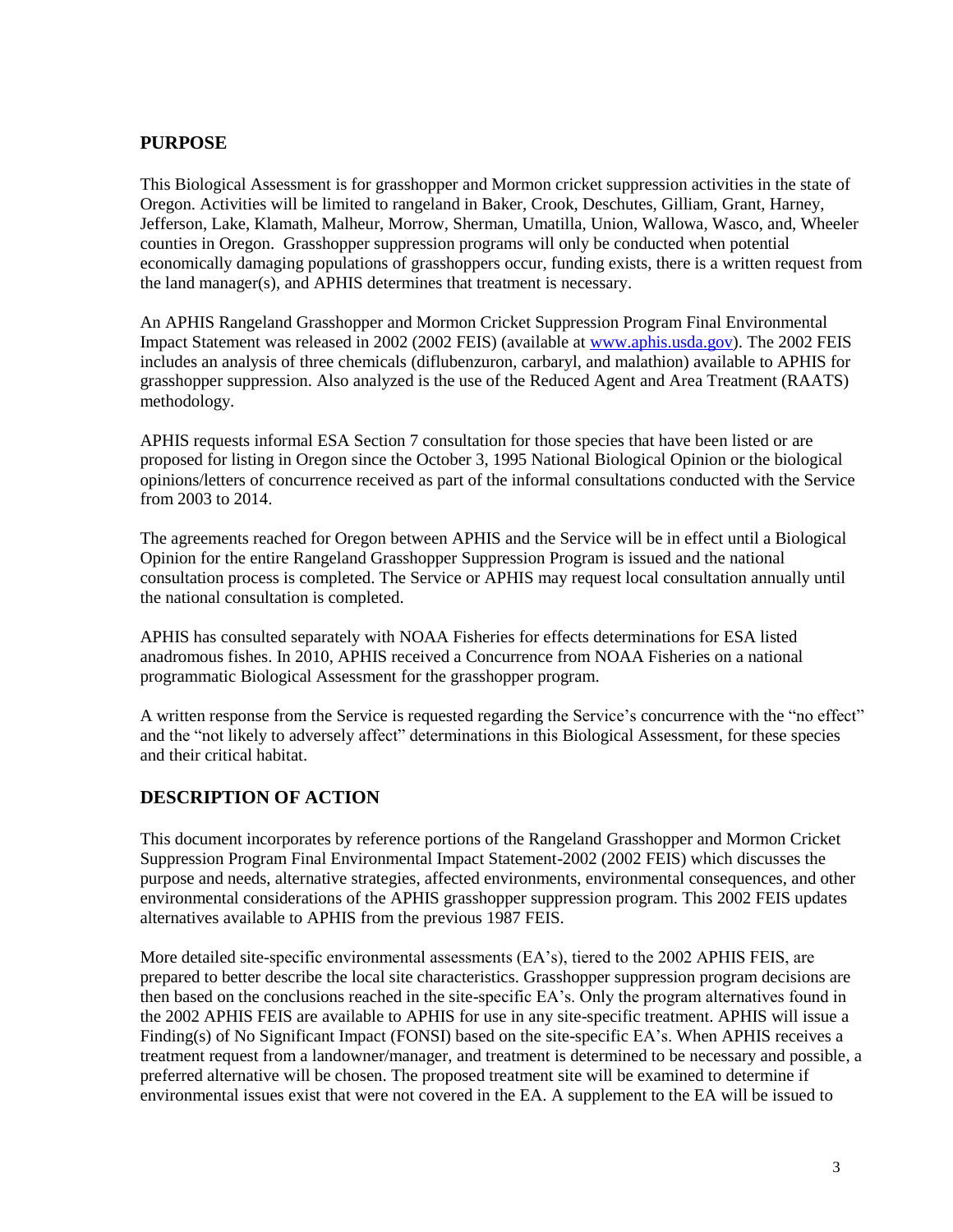## PURPOSE

This Biological Assessment is for grasshopper and Mormon cricket suppression activities in the state of Oregon. Activities will be limited to rangeland in Baker, Crook, Deschutes, Gilliam, Grant, Harney, Jefferson, Lake, Klamath, Malheur, Morrow, Sherman, Umatilla, Union, Wallowa, Wasco, and, Wheeler counties in Oregon. Grasshopper suppression programs will only be conducted when potential economically damaging populations of grasshoppers occur, funding exists, there is a written request from the land manager(s), and APHIS determines that treatment is necessary.

An APHIS Rangeland Grasshopper and Mormon Cricket Suppression Program Final Environmental Impact Statement was released in 2002 (2002 FEIS) (available at www.aphis.usda.gov). The 2002 FEIS includes an analysis of three chemicals (diflubenzuron, carbaryl, and malathion) available to APHIS for grasshopper suppression. Also analyzed is the use of the Reduced Agent and Area Treatment (RAATS) methodology.

APHIS requests informal ESA Section 7 consultation for those species that have been listed or are proposed for listing in Oregon since the October 3, 1995 National Biological Opinion or the biological opinions/letters of concurrence received as part of the informal consultations conducted with the Service from 2003 to 2014.

The agreements reached for Oregon between APHIS and the Service will be in effect until a Biological Opinion for the entire Rangeland Grasshopper Suppression Program is issued and the national consultation process is completed. The Service or APHIS may request local consultation annually until the national consultation is completed.

APHIS has consulted separately with NOAA Fisheries for effects determinations for ESA listed anadromous fishes. In 2010, APHIS received a Concurrence from NOAA Fisheries on a national programmatic Biological Assessment for the grasshopper program.

A written response from the Service is requested regarding the Service's concurrence with the "no effect" and the "not likely to adversely affect" determinations in this Biological Assessment, for these species and their critical habitat.

## DESCRIPTION OF ACTION

This document incorporates by reference portions of the Rangeland Grasshopper and Mormon Cricket Suppression Program Final Environmental Impact Statement-2002 (2002 FEIS) which discusses the purpose and needs, alternative strategies, affected environments, environmental consequences, and other environmental considerations of the APHIS grasshopper suppression program. This 2002 FEIS updates alternatives available to APHIS from the previous 1987 FEIS.

More detailed site-specific environmental assessments (EA's), tiered to the 2002 APHIS FEIS, are prepared to better describe the local site characteristics. Grasshopper suppression program decisions are then based on the conclusions reached in the site-specific EA's. Only the program alternatives found in the 2002 APHIS FEIS are available to APHIS for use in any site-specific treatment. APHIS will issue a Finding(s) of No Significant Impact (FONSI) based on the site-specific EA's. When APHIS receives a treatment request from a landowner/manager, and treatment is determined to be necessary and possible, a preferred alternative will be chosen. The proposed treatment site will be examined to determine if environmental issues exist that were not covered in the EA. A supplement to the EA will be issued to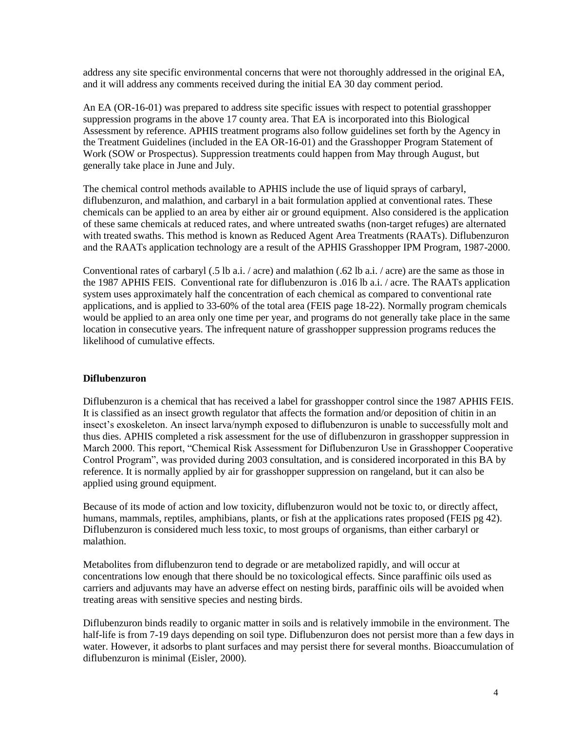address any site specific environmental concerns that were not thoroughly addressed in the original EA, and it will address any comments received during the initial EA 30 day comment period.

An EA (OR-16-01) was prepared to address site specific issues with respect to potential grasshopper suppression programs in the above 17 county area. That EA is incorporated into this Biological Assessment by reference. APHIS treatment programs also follow guidelines set forth by the Agency in the Treatment Guidelines (included in the EA OR-16-01) and the Grasshopper Program Statement of Work (SOW or Prospectus). Suppression treatments could happen from May through August, but generally take place in June and July.

The chemical control methods available to APHIS include the use of liquid sprays of carbaryl, diflubenzuron, and malathion, and carbaryl in a bait formulation applied at conventional rates. These chemicals can be applied to an area by either air or ground equipment. Also considered is the application of these same chemicals at reduced rates, and where untreated swaths (non-target refuges) are alternated with treated swaths. This method is known as Reduced Agent Area Treatments (RAATs). Diflubenzuron and the RAATs application technology are a result of the APHIS Grasshopper IPM Program, 1987-2000.

Conventional rates of carbaryl (.5 lb a.i. / acre) and malathion (.62 lb a.i. / acre) are the same as those in the 1987 APHIS FEIS. Conventional rate for diflubenzuron is .016 lb a.i. / acre. The RAATs application system uses approximately half the concentration of each chemical as compared to conventional rate applications, and is applied to 33-60% of the total area (FEIS page 18-22). Normally program chemicals would be applied to an area only one time per year, and programs do not generally take place in the same location in consecutive years. The infrequent nature of grasshopper suppression programs reduces the likelihood of cumulative effects.

**Diflubenzuron**

Diflubenzuron is a chemical that has received a label for grasshopper control since the 1987 APHIS FEIS. It is classified as an insect growth regulator that affects the formation and/or deposition of chitin in an insect's exoskeleton. An insect larva/nymph exposed to diflubenzuron is unable to successfully molt and thus dies. APHIS completed a risk assessment for the use of diflubenzuron in grasshopper suppression in March 2000. This report, "Chemical Risk Assessment for Diflubenzuron Use in Grasshopper Cooperative Control Program", was provided during 2003 consultation, and is considered incorporated in this BA by reference. It is normally applied by air for grasshopper suppression on rangeland, but it can also be applied using ground equipment.

Because of its mode of action and low toxicity, diflubenzuron would not be toxic to, or directly affect, humans, mammals, reptiles, amphibians, plants, or fish at the applications rates proposed (FEIS pg 42). Diflubenzuron is considered much less toxic, to most groups of organisms, than either carbaryl or malathion.

Metabolites from diflubenzuron tend to degrade or are metabolized rapidly, and will occur at concentrations low enough that there should be no toxicological effects. Since paraffinic oils used as carriers and adjuvants may have an adverse effect on nesting birds, paraffinic oils will be avoided when treating areas with sensitive species and nesting birds.

Diflubenzuron binds readily to organic matter in soils and is relatively immobile in the environment. The half-life is from 7-19 days depending on soil type. Diflubenzuron does not persist more than a few days in water. However, it adsorbs to plant surfaces and may persist there for several months. Bioaccumulation of diflubenzuron is minimal (Eisler, 2000).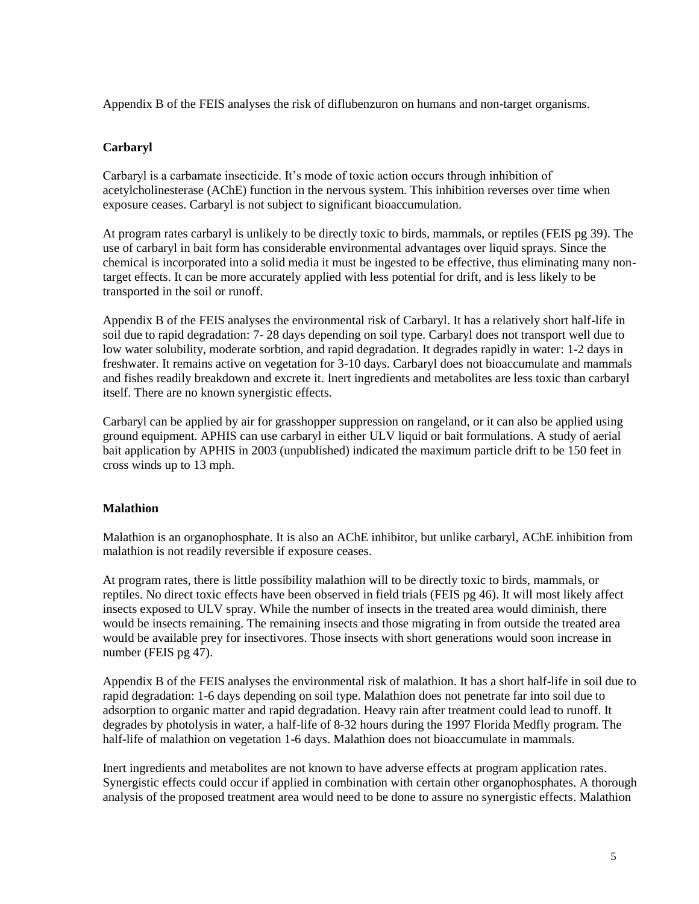Appendix B of the FEIS analyses the risk of diflubenzuron on humans and non-target organisms.

### Carbaryl

Carbaryl is a carbamate insecticide. It's mode of toxic action occurs through inhibition of acetylcholinesterase (AChE) function in the nervous system. This inhibition reverses over time when exposure ceases. Carbaryl is not subject to significant bioaccumulation.

At program rates carbaryl is unlikely to be directly toxic to birds, mammals, or reptiles (FEIS pg 39). The use of carbaryl in bait form has considerable environmental advantages over liquid sprays. Since the chemical is incorporated into a solid media it must be ingested to be effective, thus eliminating many non-target effects. It can be more accurately applied with less potential for drift, and is less likely to be transported in the soil or runoff.

Appendix B of the FEIS analyses the environmental risk of Carbaryl. It has a relatively short half-life in soil due to rapid degradation: 7- 28 days depending on soil type. Carbaryl does not transport well due to low water solubility, moderate sorbtion, and rapid degradation. It degrades rapidly in water: 1-2 days in freshwater. It remains active on vegetation for 3-10 days. Carbaryl does not bioaccumulate and mammals and fishes readily breakdown and excrete it. Inert ingredients and metabolites are less toxic than carbaryl itself. There are no known synergistic effects.

Carbaryl can be applied by air for grasshopper suppression on rangeland, or it can also be applied using ground equipment. APHIS can use carbaryl in either ULV liquid or bait formulations. A study of aerial bait application by APHIS in 2003 (unpublished) indicated the maximum particle drift to be 150 feet in cross winds up to 13 mph.

### Malathion

Malathion is an organophosphate. It is also an AChE inhibitor, but unlike carbaryl, AChE inhibition from malathion is not readily reversible if exposure ceases.

At program rates, there is little possibility malathion will to be directly toxic to birds, mammals, or reptiles. No direct toxic effects have been observed in field trials (FEIS pg 46). It will most likely affect insects exposed to ULV spray. While the number of insects in the treated area would diminish, there would be insects remaining. The remaining insects and those migrating in from outside the treated area would be available prey for insectivores. Those insects with short generations would soon increase in number (FEIS pg 47).

Appendix B of the FEIS analyses the environmental risk of malathion. It has a short half-life in soil due to rapid degradation: 1-6 days depending on soil type. Malathion does not penetrate far into soil due to adsorption to organic matter and rapid degradation. Heavy rain after treatment could lead to runoff. It degrades by photolysis in water, a half-life of 8-32 hours during the 1997 Florida Medfly program. The half-life of malathion on vegetation 1-6 days. Malathion does not bioaccumulate in mammals.

Inert ingredients and metabolites are not known to have adverse effects at program application rates. Synergistic effects could occur if applied in combination with certain other organophosphates. A thorough analysis of the proposed treatment area would need to be done to assure no synergistic effects. Malathion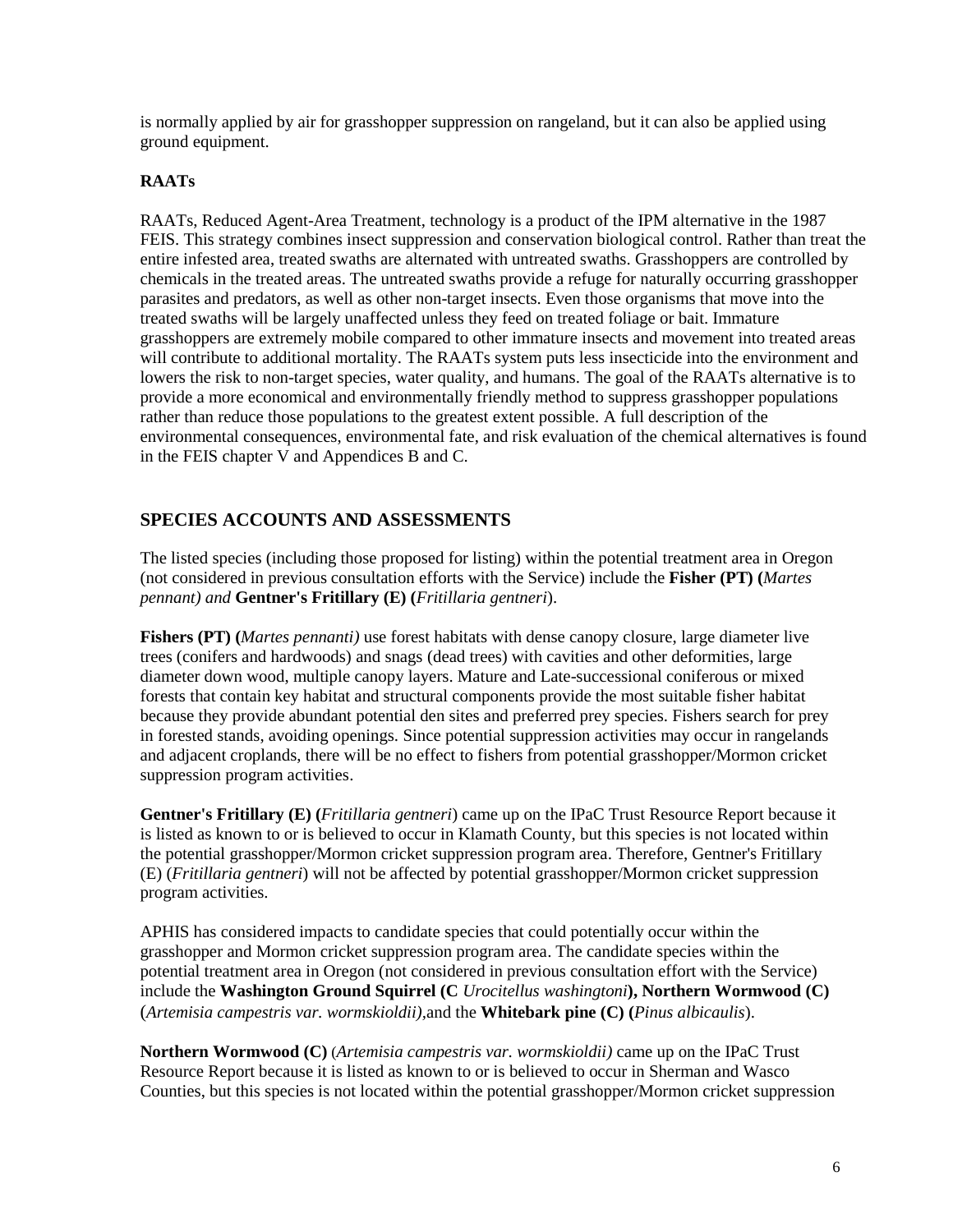is normally applied by air for grasshopper suppression on rangeland, but it can also be applied using ground equipment.

**RAATs**

RAATs, Reduced Agent-Area Treatment, technology is a product of the IPM alternative in the 1987 FEIS. This strategy combines insect suppression and conservation biological control. Rather than treat the entire infested area, treated swaths are alternated with untreated swaths. Grasshoppers are controlled by chemicals in the treated areas. The untreated swaths provide a refuge for naturally occurring grasshopper parasites and predators, as well as other non-target insects. Even those organisms that move into the treated swaths will be largely unaffected unless they feed on treated foliage or bait. Immature grasshoppers are extremely mobile compared to other immature insects and movement into treated areas will contribute to additional mortality. The RAATs system puts less insecticide into the environment and lowers the risk to non-target species, water quality, and humans. The goal of the RAATs alternative is to provide a more economical and environmentally friendly method to suppress grasshopper populations rather than reduce those populations to the greatest extent possible. A full description of the environmental consequences, environmental fate, and risk evaluation of the chemical alternatives is found in the FEIS chapter V and Appendices B and C.

## SPECIES ACCOUNTS AND ASSESSMENTS

The listed species (including those proposed for listing) within the potential treatment area in Oregon (not considered in previous consultation efforts with the Service) include the **Fisher (PT) (*Martes pennant)* and Gentner's Fritillary (E) (***Fritillaria gentneri*).

**Fishers (PT) (***Martes pennanti)* use forest habitats with dense canopy closure, large diameter live trees (conifers and hardwoods) and snags (dead trees) with cavities and other deformities, large diameter down wood, multiple canopy layers. Mature and Late-successional coniferous or mixed forests that contain key habitat and structural components provide the most suitable fisher habitat because they provide abundant potential den sites and preferred prey species. Fishers search for prey in forested stands, avoiding openings. Since potential suppression activities may occur in rangelands and adjacent croplands, there will be no effect to fishers from potential grasshopper/Mormon cricket suppression program activities.

**Gentner's Fritillary (E) (***Fritillaria gentneri*) came up on the IPaC Trust Resource Report because it is listed as known to or is believed to occur in Klamath County, but this species is not located within the potential grasshopper/Mormon cricket suppression program area. Therefore, Gentner's Fritillary (E) (*Fritillaria gentneri*) will not be affected by potential grasshopper/Mormon cricket suppression program activities.

APHIS has considered impacts to candidate species that could potentially occur within the grasshopper and Mormon cricket suppression program area. The candidate species within the potential treatment area in Oregon (not considered in previous consultation effort with the Service) include the **Washington Ground Squirrel (C** *Urocitellus washingtoni***), Northern Wormwood (C)** (*Artemisia campestris var. wormskioldii)*,and the **Whitebark pine (C) (***Pinus albicaulis*).

**Northern Wormwood (C)** (*Artemisia campestris var. wormskioldii)* came up on the IPaC Trust Resource Report because it is listed as known to or is believed to occur in Sherman and Wasco Counties, but this species is not located within the potential grasshopper/Mormon cricket suppression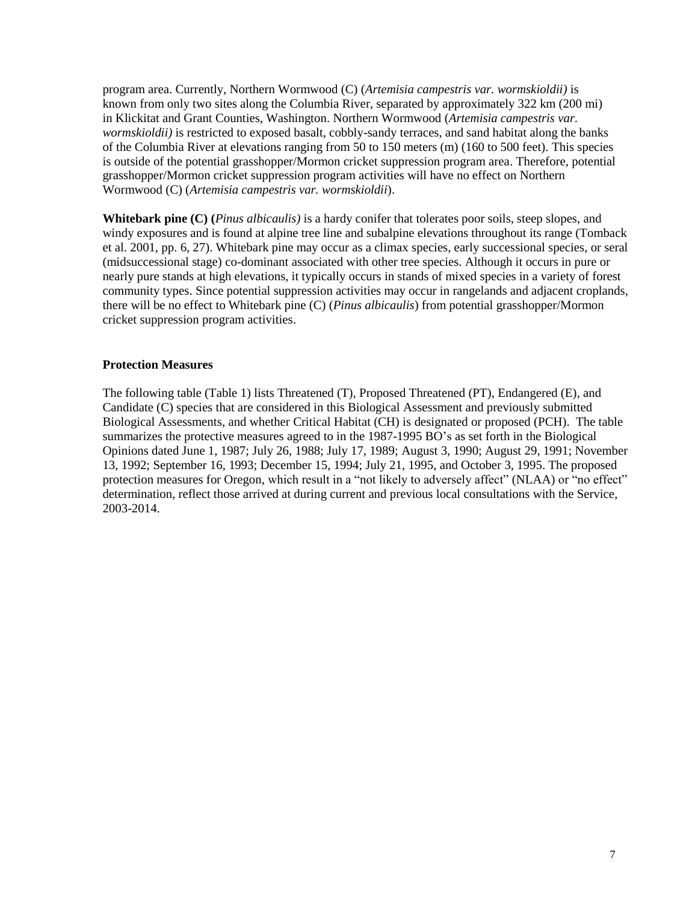program area. Currently, Northern Wormwood (C) (*Artemisia campestris var. wormskioldii)* is known from only two sites along the Columbia River, separated by approximately 322 km (200 mi) in Klickitat and Grant Counties, Washington. Northern Wormwood (*Artemisia campestris var. wormskioldii)* is restricted to exposed basalt, cobbly-sandy terraces, and sand habitat along the banks of the Columbia River at elevations ranging from 50 to 150 meters (m) (160 to 500 feet). This species is outside of the potential grasshopper/Mormon cricket suppression program area. Therefore, potential grasshopper/Mormon cricket suppression program activities will have no effect on Northern Wormwood (C) (*Artemisia campestris var. wormskioldii*).

**Whitebark pine (C) (***Pinus albicaulis)* is a hardy conifer that tolerates poor soils, steep slopes, and windy exposures and is found at alpine tree line and subalpine elevations throughout its range (Tomback et al. 2001, pp. 6, 27). Whitebark pine may occur as a climax species, early successional species, or seral (midsuccessional stage) co-dominant associated with other tree species. Although it occurs in pure or nearly pure stands at high elevations, it typically occurs in stands of mixed species in a variety of forest community types. Since potential suppression activities may occur in rangelands and adjacent croplands, there will be no effect to Whitebark pine (C) (*Pinus albicaulis*) from potential grasshopper/Mormon cricket suppression program activities.

### Protection Measures

The following table (Table 1) lists Threatened (T), Proposed Threatened (PT), Endangered (E), and Candidate (C) species that are considered in this Biological Assessment and previously submitted Biological Assessments, and whether Critical Habitat (CH) is designated or proposed (PCH). The table summarizes the protective measures agreed to in the 1987-1995 BO's as set forth in the Biological Opinions dated June 1, 1987; July 26, 1988; July 17, 1989; August 3, 1990; August 29, 1991; November 13, 1992; September 16, 1993; December 15, 1994; July 21, 1995, and October 3, 1995. The proposed protection measures for Oregon, which result in a "not likely to adversely affect" (NLAA) or "no effect" determination, reflect those arrived at during current and previous local consultations with the Service, 2003-2014.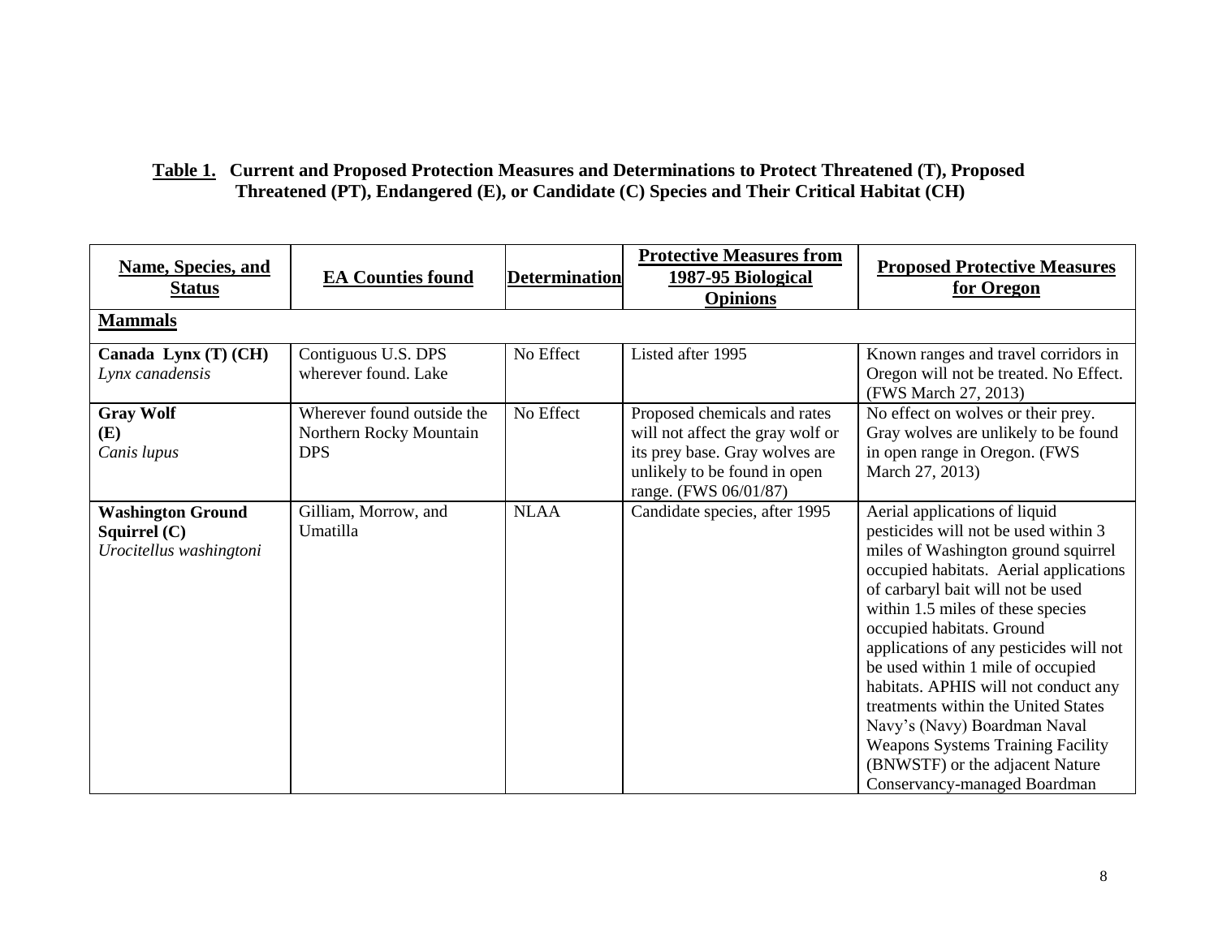**Table 1. Current and Proposed Protection Measures and Determinations to Protect Threatened (T), Proposed Threatened (PT), Endangered (E), or Candidate (C) Species and Their Critical Habitat (CH)**

| Name, Species, and Status | EA Counties found | Determination | Protective Measures from 1987-95 Biological Opinions | Proposed Protective Measures for Oregon |
|---|---|---|---|---|
| **Mammals** | | | | |
| **Canada Lynx (T) (CH)** *Lynx canadensis* | Contiguous U.S. DPS wherever found. Lake | No Effect | Listed after 1995 | Known ranges and travel corridors in Oregon will not be treated. No Effect. (FWS March 27, 2013) |
| **Gray Wolf (E)** *Canis lupus* | Wherever found outside the Northern Rocky Mountain DPS | No Effect | Proposed chemicals and rates will not affect the gray wolf or its prey base. Gray wolves are unlikely to be found in open range. (FWS 06/01/87) | No effect on wolves or their prey. Gray wolves are unlikely to be found in open range in Oregon. (FWS March 27, 2013) |
| **Washington Ground Squirrel (C)** *Urocitellus washingtoni* | Gilliam, Morrow, and Umatilla | NLAA | Candidate species, after 1995 | Aerial applications of liquid pesticides will not be used within 3 miles of Washington ground squirrel occupied habitats. Aerial applications of carbaryl bait will not be used within 1.5 miles of these species occupied habitats. Ground applications of any pesticides will not be used within 1 mile of occupied habitats. APHIS will not conduct any treatments within the United States Navy's (Navy) Boardman Naval Weapons Systems Training Facility (BNWSTF) or the adjacent Nature Conservancy-managed Boardman |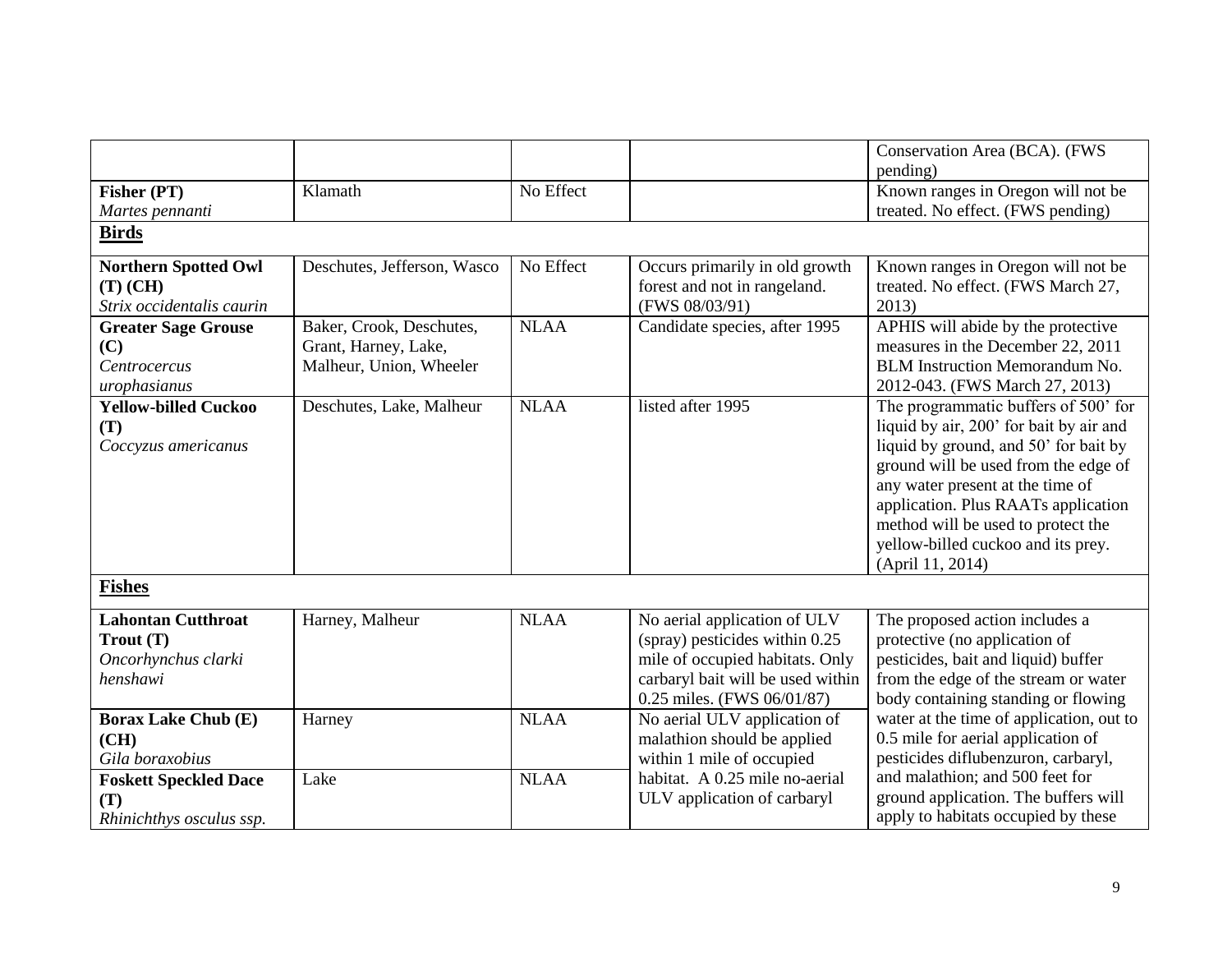| | | | | |
|---|---|---|---|---|
| | | | | Conservation Area (BCA). (FWS pending) |
| **Fisher (PT)** *Martes pennanti* | Klamath | No Effect | | Known ranges in Oregon will not be treated. No effect. (FWS pending) |
| **Birds** | | | | |
| **Northern Spotted Owl (T) (CH)** *Strix occidentalis caurin* | Deschutes, Jefferson, Wasco | No Effect | Occurs primarily in old growth forest and not in rangeland. (FWS 08/03/91) | Known ranges in Oregon will not be treated. No effect. (FWS March 27, 2013) |
| **Greater Sage Grouse (C)** *Centrocercus urophasianus* | Baker, Crook, Deschutes, Grant, Harney, Lake, Malheur, Union, Wheeler | NLAA | Candidate species, after 1995 | APHIS will abide by the protective measures in the December 22, 2011 BLM Instruction Memorandum No. 2012-043. (FWS March 27, 2013) |
| **Yellow-billed Cuckoo (T)** *Coccyzus americanus* | Deschutes, Lake, Malheur | NLAA | listed after 1995 | The programmatic buffers of 500' for liquid by air, 200' for bait by air and liquid by ground, and 50' for bait by ground will be used from the edge of any water present at the time of application. Plus RAATs application method will be used to protect the yellow-billed cuckoo and its prey. (April 11, 2014) |
| **Fishes** | | | | |
| **Lahontan Cutthroat Trout (T)** *Oncorhynchus clarki henshawi* | Harney, Malheur | NLAA | No aerial application of ULV (spray) pesticides within 0.25 mile of occupied habitats. Only carbaryl bait will be used within 0.25 miles. (FWS 06/01/87) | The proposed action includes a protective (no application of pesticides, bait and liquid) buffer from the edge of the stream or water body containing standing or flowing water at the time of application, out to 0.5 mile for aerial application of pesticides diflubenzuron, carbaryl, and malathion; and 500 feet for ground application. The buffers will apply to habitats occupied by these |
| **Borax Lake Chub (E) (CH)** *Gila boraxobius* | Harney | NLAA | No aerial application of malathion should be applied within 1 mile of occupied habitat. A 0.25 mile no-aerial ULV application of carbaryl | |
| **Foskett Speckled Dace (T)** *Rhinichthys osculus ssp.* | Lake | NLAA | | |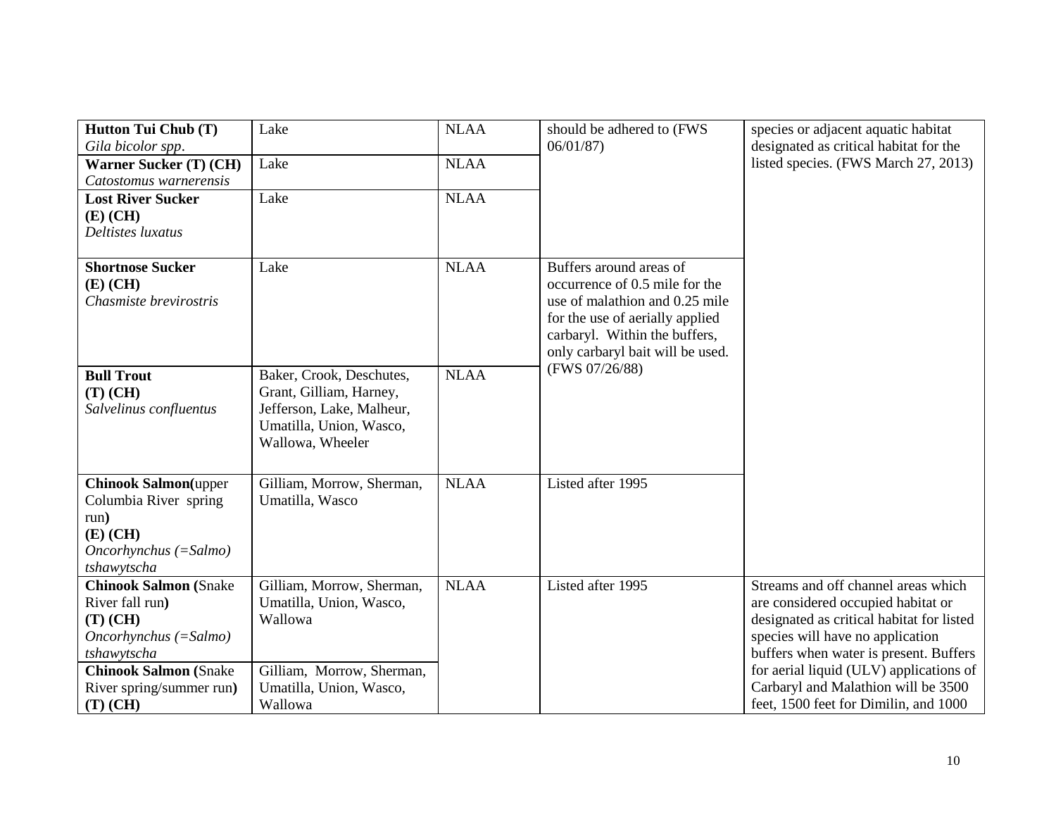| | | | | |
|---|---|---|---|---|
| **Hutton Tui Chub (T)** *Gila bicolor spp*. | Lake | NLAA | should be adhered to (FWS 06/01/87) | species or adjacent aquatic habitat designated as critical habitat for the listed species. (FWS March 27, 2013) |
| **Warner Sucker (T) (CH)** *Catostomus warnerensis* | Lake | NLAA | | |
| **Lost River Sucker (E) (CH)** *Deltistes luxatus* | Lake | NLAA | | |
| **Shortnose Sucker (E) (CH)** *Chasmiste brevirostris* | Lake | NLAA | Buffers around areas of occurrence of 0.5 mile for the use of malathion and 0.25 mile for the use of aerially applied carbaryl. Within the buffers, only carbaryl bait will be used. (FWS 07/26/88) | |
| **Bull Trout (T) (CH)** *Salvelinus confluentus* | Baker, Crook, Deschutes, Grant, Gilliam, Harney, Jefferson, Lake, Malheur, Umatilla, Union, Wasco, Wallowa, Wheeler | NLAA | | |
| **Chinook Salmon(**upper Columbia River spring run**) (E) (CH)** *Oncorhynchus (=Salmo) tshawytscha* | Gilliam, Morrow, Sherman, Umatilla, Wasco | NLAA | Listed after 1995 | |
| **Chinook Salmon (**Snake River fall run**) (T) (CH)** *Oncorhynchus (=Salmo) tshawytscha* | Gilliam, Morrow, Sherman, Umatilla, Union, Wasco, Wallowa | NLAA | Listed after 1995 | Streams and off channel areas which are considered occupied habitat or designated as critical habitat for listed species will have no application buffers when water is present. Buffers for aerial liquid (ULV) applications of Carbaryl and Malathion will be 3500 feet, 1500 feet for Dimilin, and 1000 |
| **Chinook Salmon (**Snake River spring/summer run**) (T) (CH)** | Gilliam, Morrow, Sherman, Umatilla, Union, Wasco, Wallowa | | | |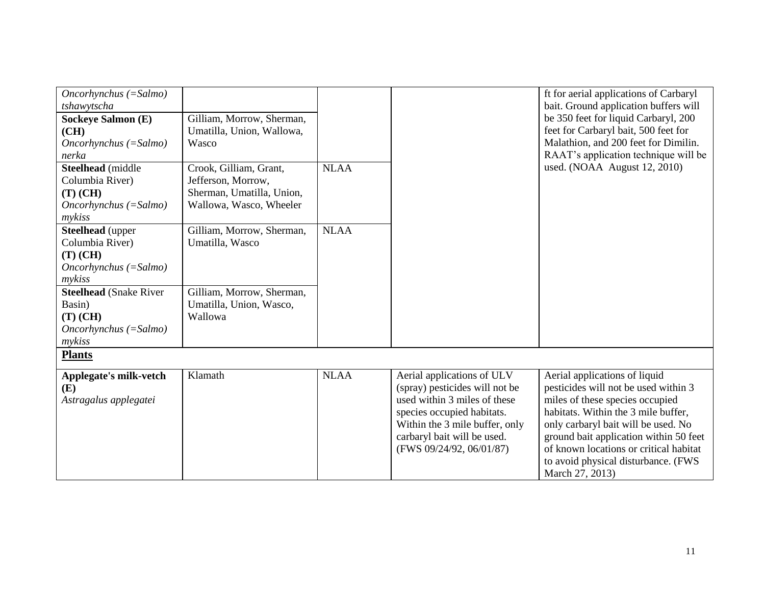| | | | | |
|---|---|---|---|---|
| *Oncorhynchus (=Salmo) tshawytscha* | | | | ft for aerial applications of Carbaryl bait. Ground application buffers will be 350 feet for liquid Carbaryl, 200 feet for Carbaryl bait, 500 feet for Malathion, and 200 feet for Dimilin. RAAT's application technique will be used. (NOAA August 12, 2010) |
| **Sockeye Salmon (E) (CH)** *Oncorhynchus (=Salmo) nerka* | Gilliam, Morrow, Sherman, Umatilla, Union, Wallowa, Wasco | | | |
| **Steelhead** (middle Columbia River) **(T) (CH)** *Oncorhynchus (=Salmo) mykiss* | Crook, Gilliam, Grant, Jefferson, Morrow, Sherman, Umatilla, Union, Wallowa, Wasco, Wheeler | NLAA | | |
| **Steelhead** (upper Columbia River) **(T) (CH)** *Oncorhynchus (=Salmo) mykiss* | Gilliam, Morrow, Sherman, Umatilla, Wasco | NLAA | | |
| **Steelhead** (Snake River Basin) **(T) (CH)** *Oncorhynchus (=Salmo) mykiss* | Gilliam, Morrow, Sherman, Umatilla, Union, Wasco, Wallowa | | | |
| **Plants** | | | | |
| **Applegate's milk-vetch (E)** *Astragalus applegatei* | Klamath | NLAA | Aerial applications of ULV (spray) pesticides will not be used within 3 miles of these species occupied habitats. Within the 3 mile buffer, only carbaryl bait will be used. (FWS 09/24/92, 06/01/87) | Aerial applications of liquid pesticides will not be used within 3 miles of these species occupied habitats. Within the 3 mile buffer, only carbaryl bait will be used. No ground bait application within 50 feet of known locations or critical habitat to avoid physical disturbance. (FWS March 27, 2013) |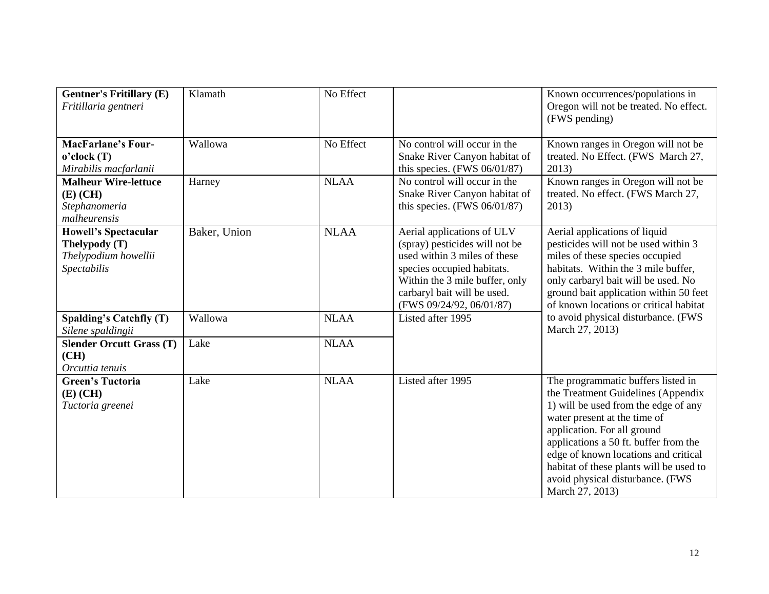| **Gentner's Fritillary (E)** *Fritillaria gentneri* | Klamath | No Effect | | Known occurrences/populations in Oregon will not be treated. No effect. (FWS pending) |
|---|---|---|---|---|
| **MacFarlane's Four-o'clock (T)** *Mirabilis macfarlanii* | Wallowa | No Effect | No control will occur in the Snake River Canyon habitat of this species. (FWS 06/01/87) | Known ranges in Oregon will not be treated. No Effect. (FWS March 27, 2013) |
| **Malheur Wire-lettuce (E) (CH)** *Stephanomeria malheurensis* | Harney | NLAA | No control will occur in the Snake River Canyon habitat of this species. (FWS 06/01/87) | Known ranges in Oregon will not be treated. No effect. (FWS March 27, 2013) |
| **Howell's Spectacular Thelypody (T)** *Thelypodium howellii Spectabilis* | Baker, Union | NLAA | Aerial applications of ULV (spray) pesticides will not be used within 3 miles of these species occupied habitats. Within the 3 mile buffer, only carbaryl bait will be used. (FWS 09/24/92, 06/01/87) | Aerial applications of liquid pesticides will not be used within 3 miles of these species occupied habitats. Within the 3 mile buffer, only carbaryl bait will be used. No ground bait application within 50 feet of known locations or critical habitat to avoid physical disturbance. (FWS March 27, 2013) |
| **Spalding's Catchfly (T)** *Silene spaldingii* | Wallowa | NLAA | Listed after 1995 | |
| **Slender Orcutt Grass (T) (CH)** *Orcuttia tenuis* | Lake | NLAA | | |
| **Green's Tuctoria (E) (CH)** *Tuctoria greenei* | Lake | NLAA | Listed after 1995 | The programmatic buffers listed in the Treatment Guidelines (Appendix 1) will be used from the edge of any water present at the time of application. For all ground applications a 50 ft. buffer from the edge of known locations and critical habitat of these plants will be used to avoid physical disturbance. (FWS March 27, 2013) |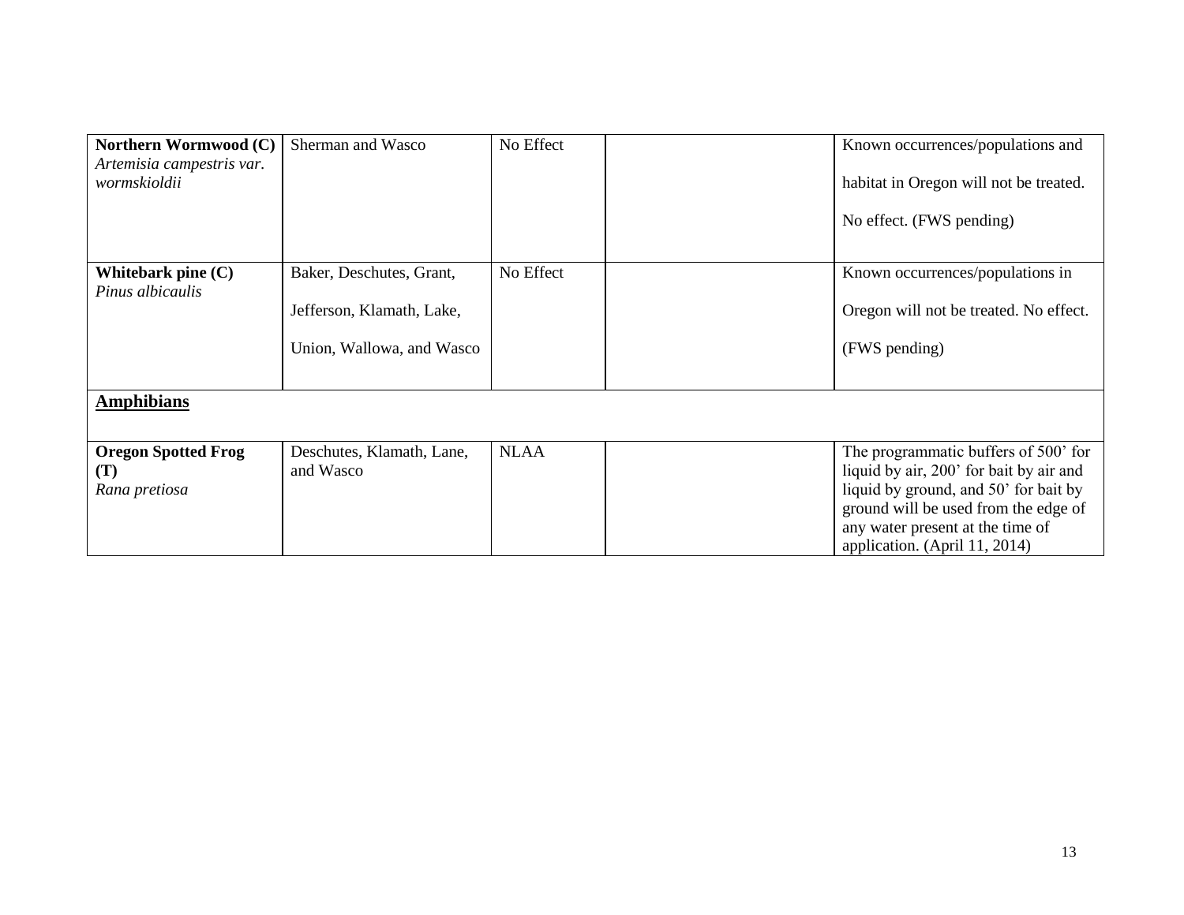| **Northern Wormwood (C)** *Artemisia campestris var. wormskioldii* | Sherman and Wasco | No Effect | | Known occurrences/populations and habitat in Oregon will not be treated. No effect. (FWS pending) |
|---|---|---|---|---|
| **Whitebark pine (C)** *Pinus albicaulis* | Baker, Deschutes, Grant, Jefferson, Klamath, Lake, Union, Wallowa, and Wasco | No Effect | | Known occurrences/populations in Oregon will not be treated. No effect. (FWS pending) |
| **Amphibians** | | | | |
| **Oregon Spotted Frog (T)** *Rana pretiosa* | Deschutes, Klamath, Lane, and Wasco | NLAA | | The programmatic buffers of 500' for liquid by air, 200' for bait by air and liquid by ground, and 50' for bait by ground will be used from the edge of any water present at the time of application. (April 11, 2014) |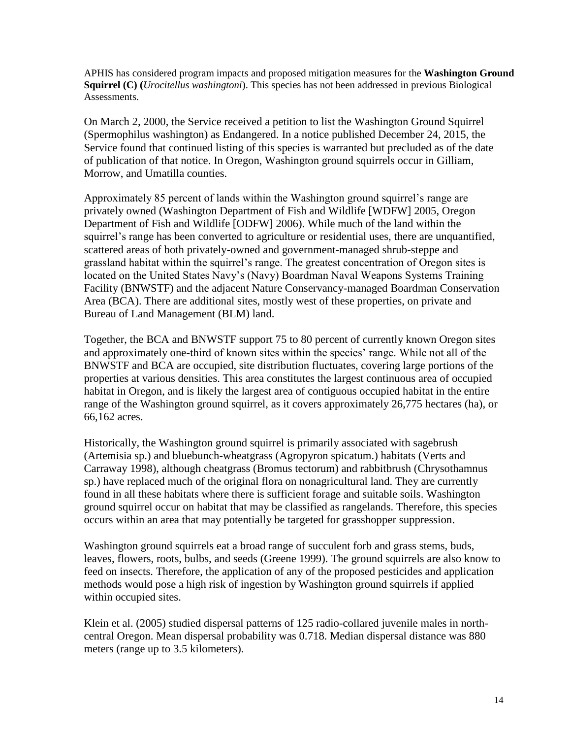APHIS has considered program impacts and proposed mitigation measures for the **Washington Ground Squirrel (C) (***Urocitellus washingtoni*). This species has not been addressed in previous Biological Assessments.

On March 2, 2000, the Service received a petition to list the Washington Ground Squirrel (Spermophilus washington) as Endangered. In a notice published December 24, 2015, the Service found that continued listing of this species is warranted but precluded as of the date of publication of that notice. In Oregon, Washington ground squirrels occur in Gilliam, Morrow, and Umatilla counties.

Approximately 85 percent of lands within the Washington ground squirrel's range are privately owned (Washington Department of Fish and Wildlife [WDFW] 2005, Oregon Department of Fish and Wildlife [ODFW] 2006). While much of the land within the squirrel's range has been converted to agriculture or residential uses, there are unquantified, scattered areas of both privately-owned and government-managed shrub-steppe and grassland habitat within the squirrel's range. The greatest concentration of Oregon sites is located on the United States Navy's (Navy) Boardman Naval Weapons Systems Training Facility (BNWSTF) and the adjacent Nature Conservancy-managed Boardman Conservation Area (BCA). There are additional sites, mostly west of these properties, on private and Bureau of Land Management (BLM) land.

Together, the BCA and BNWSTF support 75 to 80 percent of currently known Oregon sites and approximately one-third of known sites within the species' range. While not all of the BNWSTF and BCA are occupied, site distribution fluctuates, covering large portions of the properties at various densities. This area constitutes the largest continuous area of occupied habitat in Oregon, and is likely the largest area of contiguous occupied habitat in the entire range of the Washington ground squirrel, as it covers approximately 26,775 hectares (ha), or 66,162 acres.

Historically, the Washington ground squirrel is primarily associated with sagebrush (Artemisia sp.) and bluebunch-wheatgrass (Agropyron spicatum.) habitats (Verts and Carraway 1998), although cheatgrass (Bromus tectorum) and rabbitbrush (Chrysothamnus sp.) have replaced much of the original flora on nonagricultural land. They are currently found in all these habitats where there is sufficient forage and suitable soils. Washington ground squirrel occur on habitat that may be classified as rangelands. Therefore, this species occurs within an area that may potentially be targeted for grasshopper suppression.

Washington ground squirrels eat a broad range of succulent forb and grass stems, buds, leaves, flowers, roots, bulbs, and seeds (Greene 1999). The ground squirrels are also know to feed on insects. Therefore, the application of any of the proposed pesticides and application methods would pose a high risk of ingestion by Washington ground squirrels if applied within occupied sites.

Klein et al. (2005) studied dispersal patterns of 125 radio-collared juvenile males in north-central Oregon. Mean dispersal probability was 0.718. Median dispersal distance was 880 meters (range up to 3.5 kilometers).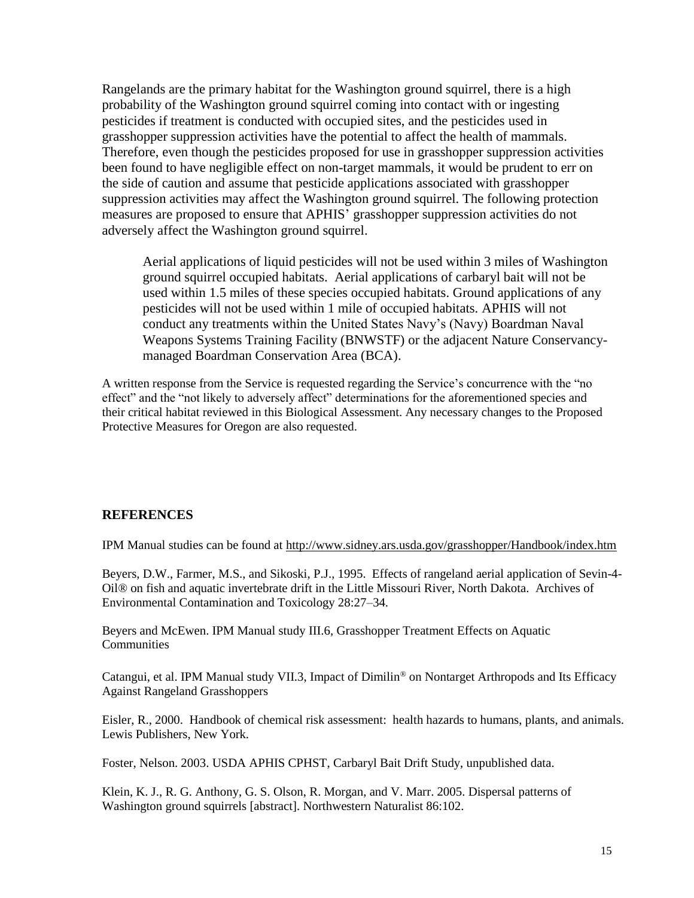Rangelands are the primary habitat for the Washington ground squirrel, there is a high probability of the Washington ground squirrel coming into contact with or ingesting pesticides if treatment is conducted with occupied sites, and the pesticides used in grasshopper suppression activities have the potential to affect the health of mammals. Therefore, even though the pesticides proposed for use in grasshopper suppression activities been found to have negligible effect on non-target mammals, it would be prudent to err on the side of caution and assume that pesticide applications associated with grasshopper suppression activities may affect the Washington ground squirrel. The following protection measures are proposed to ensure that APHIS' grasshopper suppression activities do not adversely affect the Washington ground squirrel.

> Aerial applications of liquid pesticides will not be used within 3 miles of Washington ground squirrel occupied habitats. Aerial applications of carbaryl bait will not be used within 1.5 miles of these species occupied habitats. Ground applications of any pesticides will not be used within 1 mile of occupied habitats. APHIS will not conduct any treatments within the United States Navy's (Navy) Boardman Naval Weapons Systems Training Facility (BNWSTF) or the adjacent Nature Conservancy-managed Boardman Conservation Area (BCA).

A written response from the Service is requested regarding the Service's concurrence with the "no effect" and the "not likely to adversely affect" determinations for the aforementioned species and their critical habitat reviewed in this Biological Assessment. Any necessary changes to the Proposed Protective Measures for Oregon are also requested.

## REFERENCES

IPM Manual studies can be found at http://www.sidney.ars.usda.gov/grasshopper/Handbook/index.htm

Beyers, D.W., Farmer, M.S., and Sikoski, P.J., 1995. Effects of rangeland aerial application of Sevin-4-Oil® on fish and aquatic invertebrate drift in the Little Missouri River, North Dakota. Archives of Environmental Contamination and Toxicology 28:27–34.

Beyers and McEwen. IPM Manual study III.6, Grasshopper Treatment Effects on Aquatic Communities

Catangui, et al. IPM Manual study VII.3, Impact of Dimilin® on Nontarget Arthropods and Its Efficacy Against Rangeland Grasshoppers

Eisler, R., 2000. Handbook of chemical risk assessment: health hazards to humans, plants, and animals. Lewis Publishers, New York.

Foster, Nelson. 2003. USDA APHIS CPHST, Carbaryl Bait Drift Study, unpublished data.

Klein, K. J., R. G. Anthony, G. S. Olson, R. Morgan, and V. Marr. 2005. Dispersal patterns of Washington ground squirrels [abstract]. Northwestern Naturalist 86:102.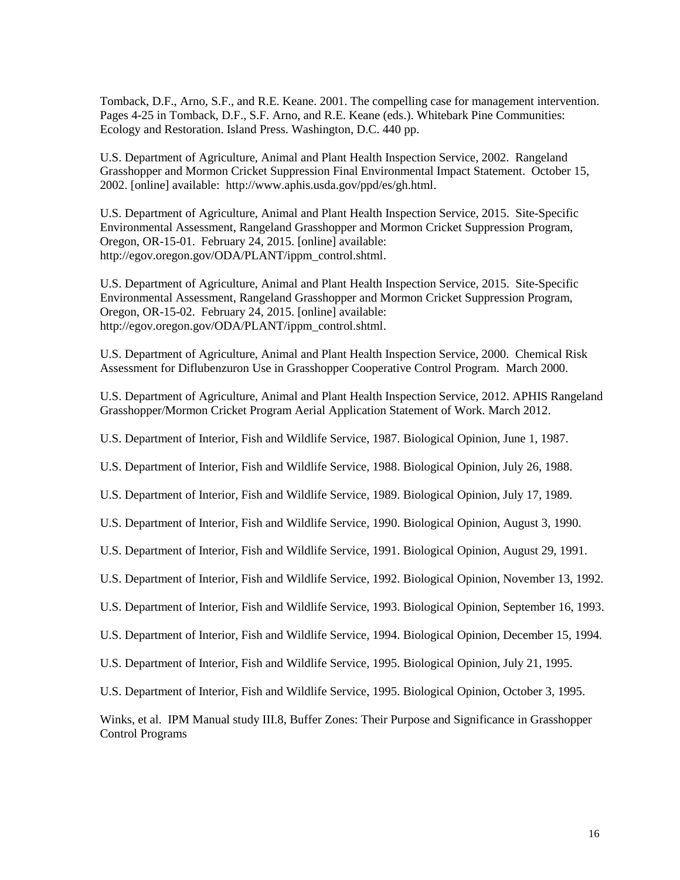Tomback, D.F., Arno, S.F., and R.E. Keane. 2001. The compelling case for management intervention. Pages 4-25 in Tomback, D.F., S.F. Arno, and R.E. Keane (eds.). Whitebark Pine Communities: Ecology and Restoration. Island Press. Washington, D.C. 440 pp.

U.S. Department of Agriculture, Animal and Plant Health Inspection Service, 2002. Rangeland Grasshopper and Mormon Cricket Suppression Final Environmental Impact Statement. October 15, 2002. [online] available: http://www.aphis.usda.gov/ppd/es/gh.html.

U.S. Department of Agriculture, Animal and Plant Health Inspection Service, 2015. Site-Specific Environmental Assessment, Rangeland Grasshopper and Mormon Cricket Suppression Program, Oregon, OR-15-01. February 24, 2015. [online] available: http://egov.oregon.gov/ODA/PLANT/ippm_control.shtml.

U.S. Department of Agriculture, Animal and Plant Health Inspection Service, 2015. Site-Specific Environmental Assessment, Rangeland Grasshopper and Mormon Cricket Suppression Program, Oregon, OR-15-02. February 24, 2015. [online] available: http://egov.oregon.gov/ODA/PLANT/ippm_control.shtml.

U.S. Department of Agriculture, Animal and Plant Health Inspection Service, 2000. Chemical Risk Assessment for Diflubenzuron Use in Grasshopper Cooperative Control Program. March 2000.

U.S. Department of Agriculture, Animal and Plant Health Inspection Service, 2012. APHIS Rangeland Grasshopper/Mormon Cricket Program Aerial Application Statement of Work. March 2012.

U.S. Department of Interior, Fish and Wildlife Service, 1987. Biological Opinion, June 1, 1987.

U.S. Department of Interior, Fish and Wildlife Service, 1988. Biological Opinion, July 26, 1988.

U.S. Department of Interior, Fish and Wildlife Service, 1989. Biological Opinion, July 17, 1989.

U.S. Department of Interior, Fish and Wildlife Service, 1990. Biological Opinion, August 3, 1990.

U.S. Department of Interior, Fish and Wildlife Service, 1991. Biological Opinion, August 29, 1991.

U.S. Department of Interior, Fish and Wildlife Service, 1992. Biological Opinion, November 13, 1992.

U.S. Department of Interior, Fish and Wildlife Service, 1993. Biological Opinion, September 16, 1993.

U.S. Department of Interior, Fish and Wildlife Service, 1994. Biological Opinion, December 15, 1994.

U.S. Department of Interior, Fish and Wildlife Service, 1995. Biological Opinion, July 21, 1995.

U.S. Department of Interior, Fish and Wildlife Service, 1995. Biological Opinion, October 3, 1995.

Winks, et al. IPM Manual study III.8, Buffer Zones: Their Purpose and Significance in Grasshopper Control Programs